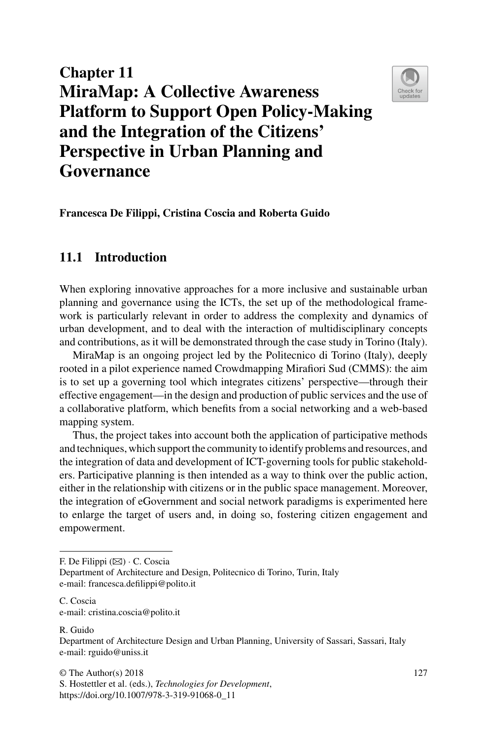# Chapter 11
# MiraMap: A Collective Awareness Platform to Support Open Policy-Making and the Integration of the Citizens' Perspective in Urban Planning and Governance

**Francesca De Filippi, Cristina Coscia and Roberta Guido**

## 11.1 Introduction

When exploring innovative approaches for a more inclusive and sustainable urban planning and governance using the ICTs, the set up of the methodological framework is particularly relevant in order to address the complexity and dynamics of urban development, and to deal with the interaction of multidisciplinary concepts and contributions, as it will be demonstrated through the case study in Torino (Italy).

MiraMap is an ongoing project led by the Politecnico di Torino (Italy), deeply rooted in a pilot experience named Crowdmapping Mirafiori Sud (CMMS): the aim is to set up a governing tool which integrates citizens' perspective—through their effective engagement—in the design and production of public services and the use of a collaborative platform, which benefits from a social networking and a web-based mapping system.

Thus, the project takes into account both the application of participative methods and techniques, which support the community to identify problems and resources, and the integration of data and development of ICT-governing tools for public stakeholders. Participative planning is then intended as a way to think over the public action, either in the relationship with citizens or in the public space management. Moreover, the integration of eGovernment and social network paradigms is experimented here to enlarge the target of users and, in doing so, fostering citizen engagement and empowerment.

---

F. De Filippi (✉) · C. Coscia
Department of Architecture and Design, Politecnico di Torino, Turin, Italy
e-mail: francesca.defilippi@polito.it

C. Coscia
e-mail: cristina.coscia@polito.it

R. Guido
Department of Architecture Design and Urban Planning, University of Sassari, Sassari, Italy
e-mail: rguido@uniss.it

© The Author(s) 2018
S. Hostettler et al. (eds.), *Technologies for Development*,
https://doi.org/10.1007/978-3-319-91068-0_11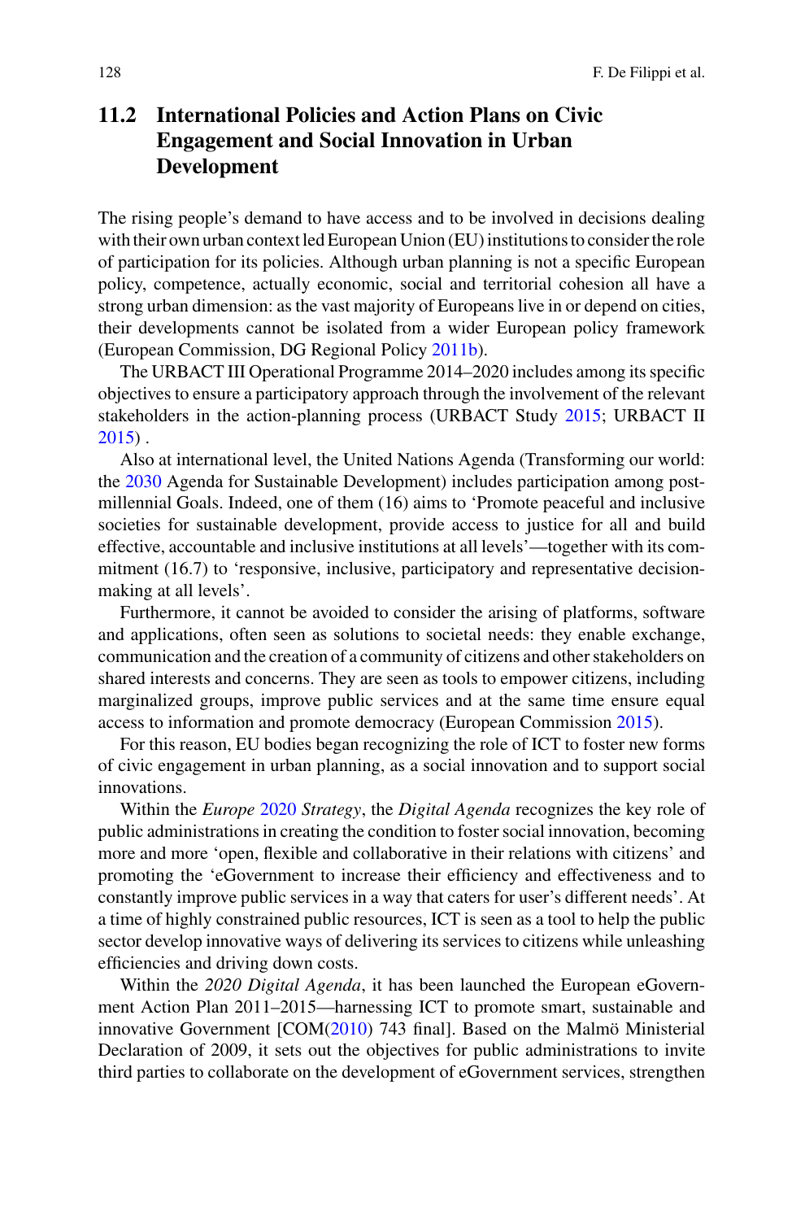## 11.2 International Policies and Action Plans on Civic Engagement and Social Innovation in Urban Development

The rising people's demand to have access and to be involved in decisions dealing with their own urban context led European Union (EU) institutions to consider the role of participation for its policies. Although urban planning is not a specific European policy, competence, actually economic, social and territorial cohesion all have a strong urban dimension: as the vast majority of Europeans live in or depend on cities, their developments cannot be isolated from a wider European policy framework (European Commission, DG Regional Policy 2011b).

The URBACT III Operational Programme 2014–2020 includes among its specific objectives to ensure a participatory approach through the involvement of the relevant stakeholders in the action-planning process (URBACT Study 2015; URBACT II 2015) .

Also at international level, the United Nations Agenda (Transforming our world: the 2030 Agenda for Sustainable Development) includes participation among post-millennial Goals. Indeed, one of them (16) aims to 'Promote peaceful and inclusive societies for sustainable development, provide access to justice for all and build effective, accountable and inclusive institutions at all levels'—together with its commitment (16.7) to 'responsive, inclusive, participatory and representative decision-making at all levels'.

Furthermore, it cannot be avoided to consider the arising of platforms, software and applications, often seen as solutions to societal needs: they enable exchange, communication and the creation of a community of citizens and other stakeholders on shared interests and concerns. They are seen as tools to empower citizens, including marginalized groups, improve public services and at the same time ensure equal access to information and promote democracy (European Commission 2015).

For this reason, EU bodies began recognizing the role of ICT to foster new forms of civic engagement in urban planning, as a social innovation and to support social innovations.

Within the *Europe* 2020 *Strategy*, the *Digital Agenda* recognizes the key role of public administrations in creating the condition to foster social innovation, becoming more and more 'open, flexible and collaborative in their relations with citizens' and promoting the 'eGovernment to increase their efficiency and effectiveness and to constantly improve public services in a way that caters for user's different needs'. At a time of highly constrained public resources, ICT is seen as a tool to help the public sector develop innovative ways of delivering its services to citizens while unleashing efficiencies and driving down costs.

Within the *2020 Digital Agenda*, it has been launched the European eGovernment Action Plan 2011–2015—harnessing ICT to promote smart, sustainable and innovative Government [COM(2010) 743 final]. Based on the Malmö Ministerial Declaration of 2009, it sets out the objectives for public administrations to invite third parties to collaborate on the development of eGovernment services, strengthen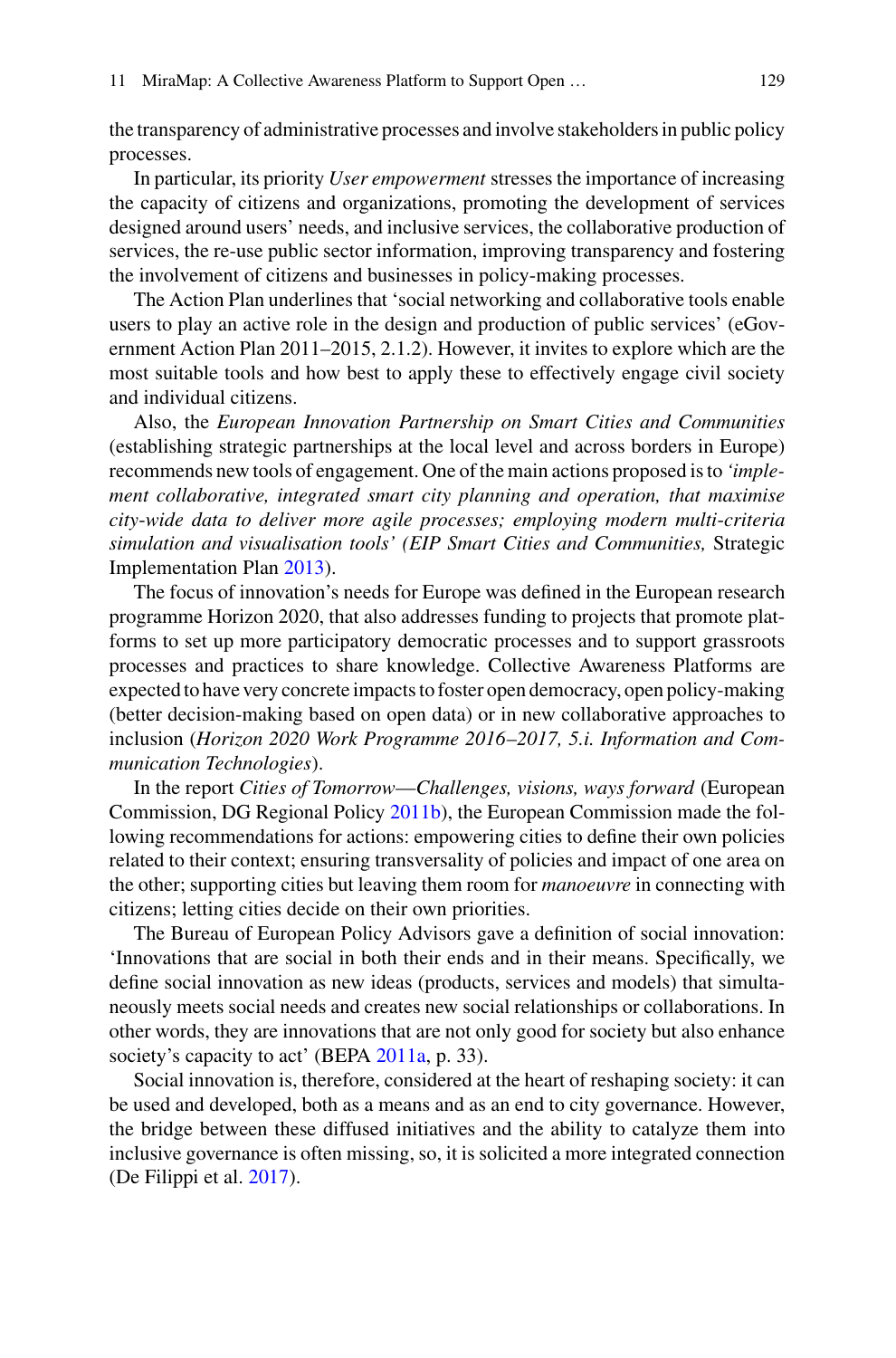the transparency of administrative processes and involve stakeholders in public policy processes.

In particular, its priority *User empowerment* stresses the importance of increasing the capacity of citizens and organizations, promoting the development of services designed around users' needs, and inclusive services, the collaborative production of services, the re-use public sector information, improving transparency and fostering the involvement of citizens and businesses in policy-making processes.

The Action Plan underlines that 'social networking and collaborative tools enable users to play an active role in the design and production of public services' (eGovernment Action Plan 2011–2015, 2.1.2). However, it invites to explore which are the most suitable tools and how best to apply these to effectively engage civil society and individual citizens.

Also, the *European Innovation Partnership on Smart Cities and Communities* (establishing strategic partnerships at the local level and across borders in Europe) recommends new tools of engagement. One of the main actions proposed is to *'implement collaborative, integrated smart city planning and operation, that maximise city-wide data to deliver more agile processes; employing modern multi-criteria simulation and visualisation tools' (EIP Smart Cities and Communities,* Strategic Implementation Plan 2013).

The focus of innovation's needs for Europe was defined in the European research programme Horizon 2020, that also addresses funding to projects that promote platforms to set up more participatory democratic processes and to support grassroots processes and practices to share knowledge. Collective Awareness Platforms are expected to have very concrete impacts to foster open democracy, open policy-making (better decision-making based on open data) or in new collaborative approaches to inclusion (*Horizon 2020 Work Programme 2016–2017, 5.i. Information and Communication Technologies*).

In the report *Cities of Tomorrow—Challenges, visions, ways forward* (European Commission, DG Regional Policy 2011b), the European Commission made the following recommendations for actions: empowering cities to define their own policies related to their context; ensuring transversality of policies and impact of one area on the other; supporting cities but leaving them room for *manoeuvre* in connecting with citizens; letting cities decide on their own priorities.

The Bureau of European Policy Advisors gave a definition of social innovation: 'Innovations that are social in both their ends and in their means. Specifically, we define social innovation as new ideas (products, services and models) that simultaneously meets social needs and creates new social relationships or collaborations. In other words, they are innovations that are not only good for society but also enhance society's capacity to act' (BEPA 2011a, p. 33).

Social innovation is, therefore, considered at the heart of reshaping society: it can be used and developed, both as a means and as an end to city governance. However, the bridge between these diffused initiatives and the ability to catalyze them into inclusive governance is often missing, so, it is solicited a more integrated connection (De Filippi et al. 2017).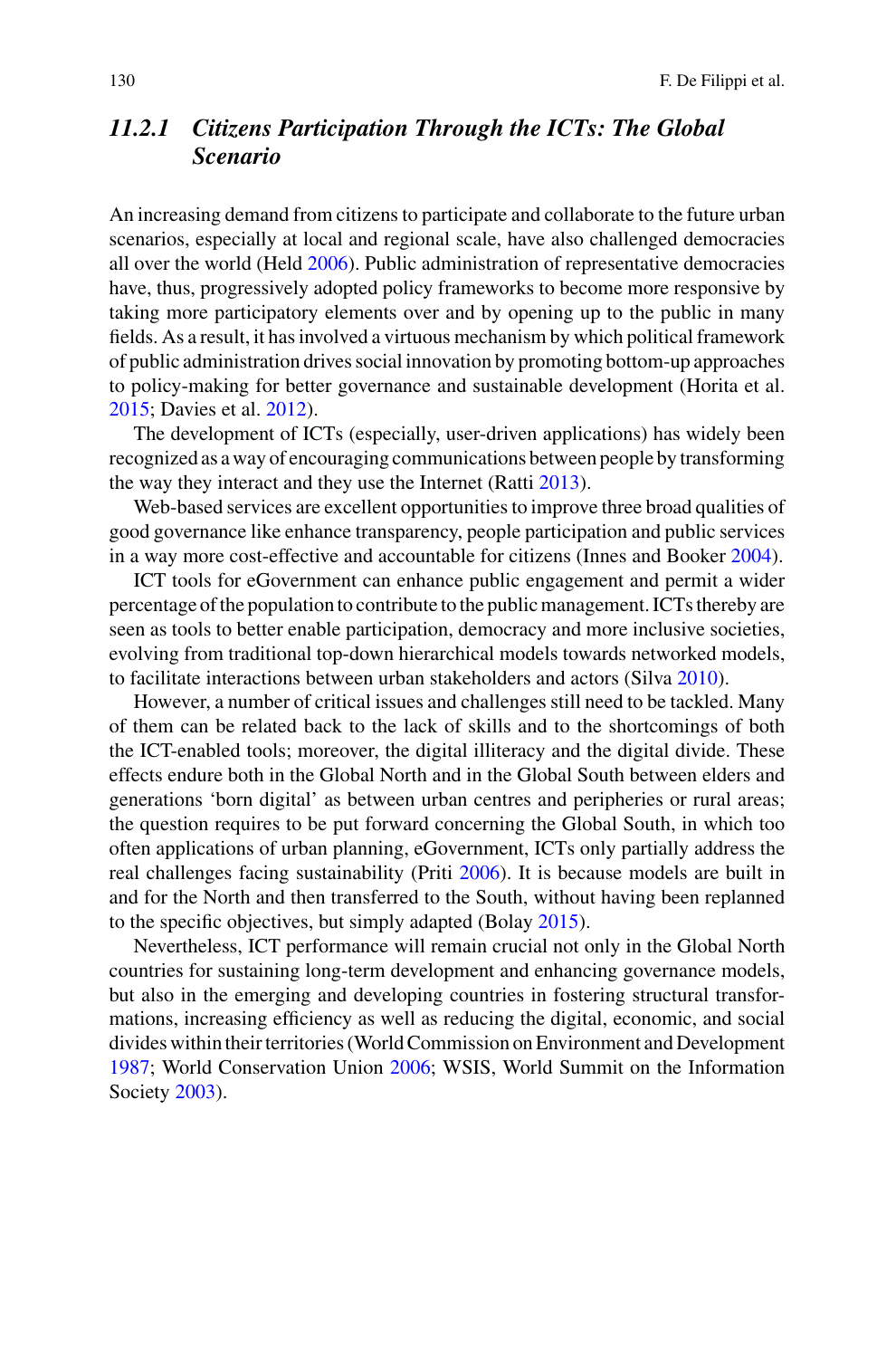### *11.2.1 Citizens Participation Through the ICTs: The Global Scenario*

An increasing demand from citizens to participate and collaborate to the future urban scenarios, especially at local and regional scale, have also challenged democracies all over the world (Held 2006). Public administration of representative democracies have, thus, progressively adopted policy frameworks to become more responsive by taking more participatory elements over and by opening up to the public in many fields. As a result, it has involved a virtuous mechanism by which political framework of public administration drives social innovation by promoting bottom-up approaches to policy-making for better governance and sustainable development (Horita et al. 2015; Davies et al. 2012).

The development of ICTs (especially, user-driven applications) has widely been recognized as a way of encouraging communications between people by transforming the way they interact and they use the Internet (Ratti 2013).

Web-based services are excellent opportunities to improve three broad qualities of good governance like enhance transparency, people participation and public services in a way more cost-effective and accountable for citizens (Innes and Booker 2004).

ICT tools for eGovernment can enhance public engagement and permit a wider percentage of the population to contribute to the public management. ICTs thereby are seen as tools to better enable participation, democracy and more inclusive societies, evolving from traditional top-down hierarchical models towards networked models, to facilitate interactions between urban stakeholders and actors (Silva 2010).

However, a number of critical issues and challenges still need to be tackled. Many of them can be related back to the lack of skills and to the shortcomings of both the ICT-enabled tools; moreover, the digital illiteracy and the digital divide. These effects endure both in the Global North and in the Global South between elders and generations 'born digital' as between urban centres and peripheries or rural areas; the question requires to be put forward concerning the Global South, in which too often applications of urban planning, eGovernment, ICTs only partially address the real challenges facing sustainability (Priti 2006). It is because models are built in and for the North and then transferred to the South, without having been replanned to the specific objectives, but simply adapted (Bolay 2015).

Nevertheless, ICT performance will remain crucial not only in the Global North countries for sustaining long-term development and enhancing governance models, but also in the emerging and developing countries in fostering structural transformations, increasing efficiency as well as reducing the digital, economic, and social divides within their territories (World Commission on Environment and Development 1987; World Conservation Union 2006; WSIS, World Summit on the Information Society 2003).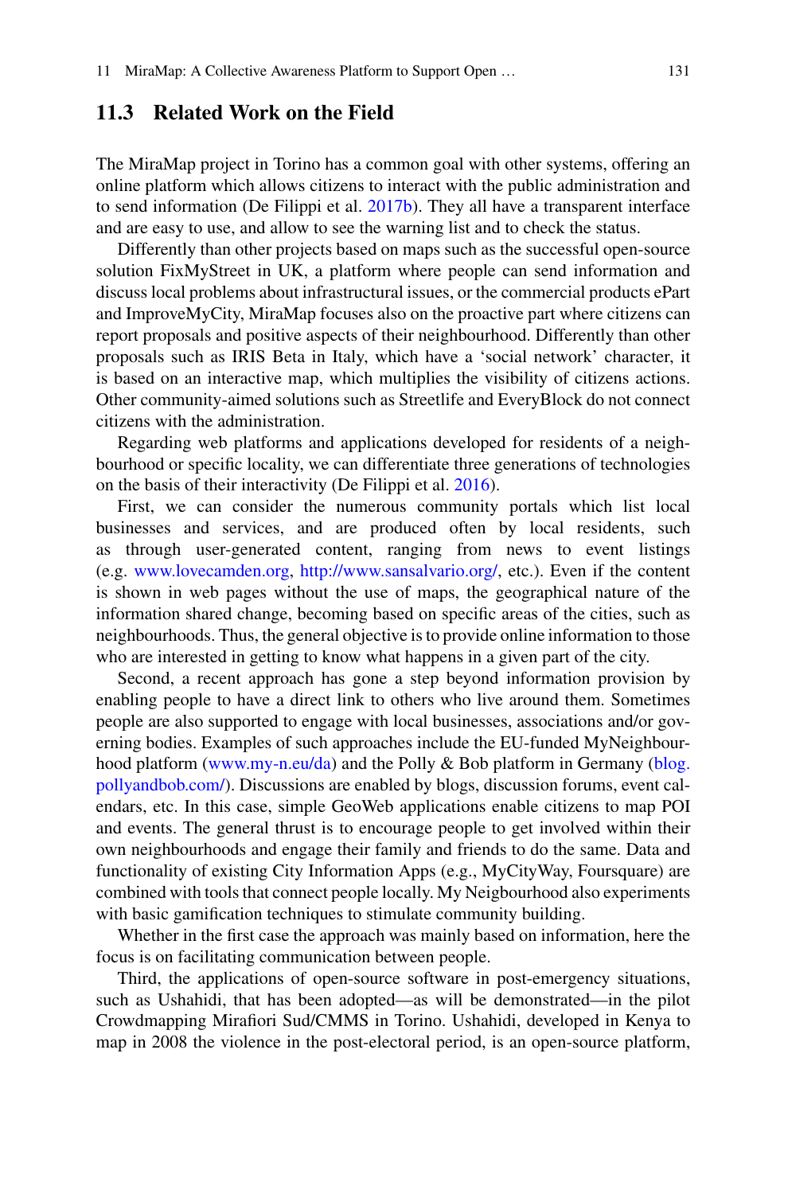## 11.3 Related Work on the Field

The MiraMap project in Torino has a common goal with other systems, offering an online platform which allows citizens to interact with the public administration and to send information (De Filippi et al. 2017b). They all have a transparent interface and are easy to use, and allow to see the warning list and to check the status.

Differently than other projects based on maps such as the successful open-source solution FixMyStreet in UK, a platform where people can send information and discuss local problems about infrastructural issues, or the commercial products ePart and ImproveMyCity, MiraMap focuses also on the proactive part where citizens can report proposals and positive aspects of their neighbourhood. Differently than other proposals such as IRIS Beta in Italy, which have a 'social network' character, it is based on an interactive map, which multiplies the visibility of citizens actions. Other community-aimed solutions such as Streetlife and EveryBlock do not connect citizens with the administration.

Regarding web platforms and applications developed for residents of a neighbourhood or specific locality, we can differentiate three generations of technologies on the basis of their interactivity (De Filippi et al. 2016).

First, we can consider the numerous community portals which list local businesses and services, and are produced often by local residents, such as through user-generated content, ranging from news to event listings (e.g. www.lovecamden.org, http://www.sansalvario.org/, etc.). Even if the content is shown in web pages without the use of maps, the geographical nature of the information shared change, becoming based on specific areas of the cities, such as neighbourhoods. Thus, the general objective is to provide online information to those who are interested in getting to know what happens in a given part of the city.

Second, a recent approach has gone a step beyond information provision by enabling people to have a direct link to others who live around them. Sometimes people are also supported to engage with local businesses, associations and/or governing bodies. Examples of such approaches include the EU-funded MyNeighbourhood platform (www.my-n.eu/da) and the Polly & Bob platform in Germany (blog.pollyandbob.com/). Discussions are enabled by blogs, discussion forums, event calendars, etc. In this case, simple GeoWeb applications enable citizens to map POI and events. The general thrust is to encourage people to get involved within their own neighbourhoods and engage their family and friends to do the same. Data and functionality of existing City Information Apps (e.g., MyCityWay, Foursquare) are combined with tools that connect people locally. My Neigbourhood also experiments with basic gamification techniques to stimulate community building.

Whether in the first case the approach was mainly based on information, here the focus is on facilitating communication between people.

Third, the applications of open-source software in post-emergency situations, such as Ushahidi, that has been adopted—as will be demonstrated—in the pilot Crowdmapping Mirafiori Sud/CMMS in Torino. Ushahidi, developed in Kenya to map in 2008 the violence in the post-electoral period, is an open-source platform,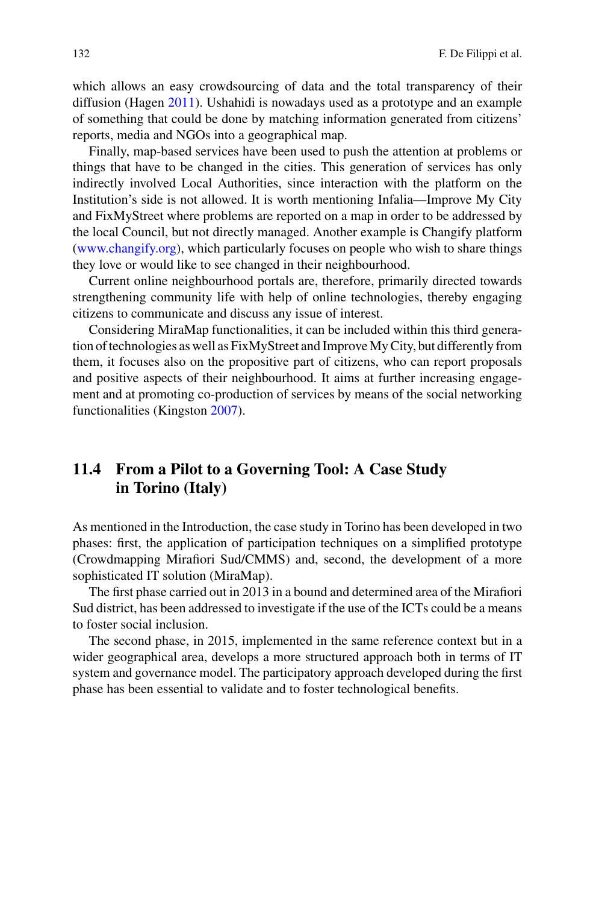which allows an easy crowdsourcing of data and the total transparency of their diffusion (Hagen 2011). Ushahidi is nowadays used as a prototype and an example of something that could be done by matching information generated from citizens' reports, media and NGOs into a geographical map.

Finally, map-based services have been used to push the attention at problems or things that have to be changed in the cities. This generation of services has only indirectly involved Local Authorities, since interaction with the platform on the Institution's side is not allowed. It is worth mentioning Infalia—Improve My City and FixMyStreet where problems are reported on a map in order to be addressed by the local Council, but not directly managed. Another example is Changify platform (www.changify.org), which particularly focuses on people who wish to share things they love or would like to see changed in their neighbourhood.

Current online neighbourhood portals are, therefore, primarily directed towards strengthening community life with help of online technologies, thereby engaging citizens to communicate and discuss any issue of interest.

Considering MiraMap functionalities, it can be included within this third generation of technologies as well as FixMyStreet and Improve My City, but differently from them, it focuses also on the propositive part of citizens, who can report proposals and positive aspects of their neighbourhood. It aims at further increasing engagement and at promoting co-production of services by means of the social networking functionalities (Kingston 2007).

## 11.4 From a Pilot to a Governing Tool: A Case Study in Torino (Italy)

As mentioned in the Introduction, the case study in Torino has been developed in two phases: first, the application of participation techniques on a simplified prototype (Crowdmapping Mirafiori Sud/CMMS) and, second, the development of a more sophisticated IT solution (MiraMap).

The first phase carried out in 2013 in a bound and determined area of the Mirafiori Sud district, has been addressed to investigate if the use of the ICTs could be a means to foster social inclusion.

The second phase, in 2015, implemented in the same reference context but in a wider geographical area, develops a more structured approach both in terms of IT system and governance model. The participatory approach developed during the first phase has been essential to validate and to foster technological benefits.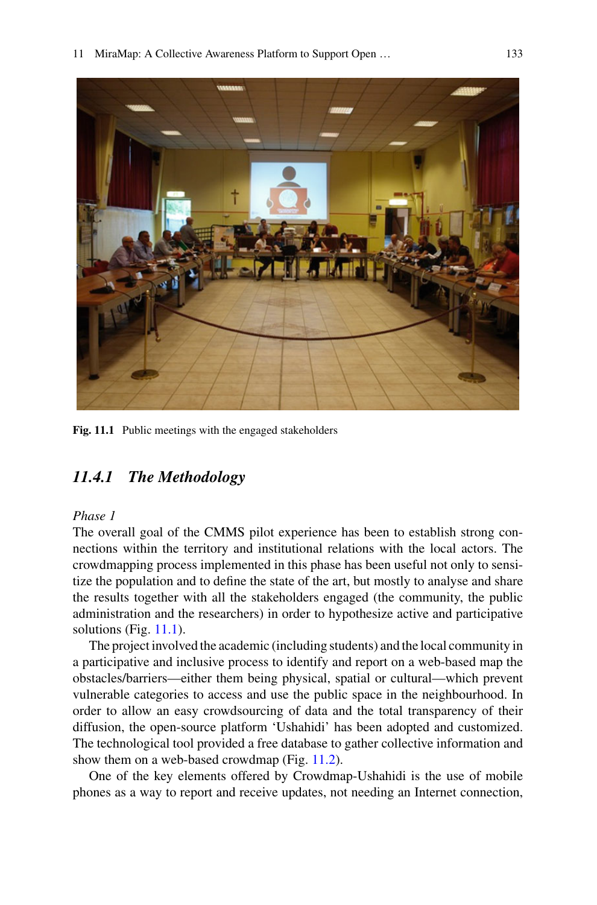Fig. 11.1 Public meetings with the engaged stakeholders

### *11.4.1 The Methodology*

*Phase 1*

The overall goal of the CMMS pilot experience has been to establish strong connections within the territory and institutional relations with the local actors. The crowdmapping process implemented in this phase has been useful not only to sensitize the population and to define the state of the art, but mostly to analyse and share the results together with all the stakeholders engaged (the community, the public administration and the researchers) in order to hypothesize active and participative solutions (Fig. 11.1).

The project involved the academic (including students) and the local community in a participative and inclusive process to identify and report on a web-based map the obstacles/barriers—either them being physical, spatial or cultural—which prevent vulnerable categories to access and use the public space in the neighbourhood. In order to allow an easy crowdsourcing of data and the total transparency of their diffusion, the open-source platform 'Ushahidi' has been adopted and customized. The technological tool provided a free database to gather collective information and show them on a web-based crowdmap (Fig. 11.2).

One of the key elements offered by Crowdmap-Ushahidi is the use of mobile phones as a way to report and receive updates, not needing an Internet connection,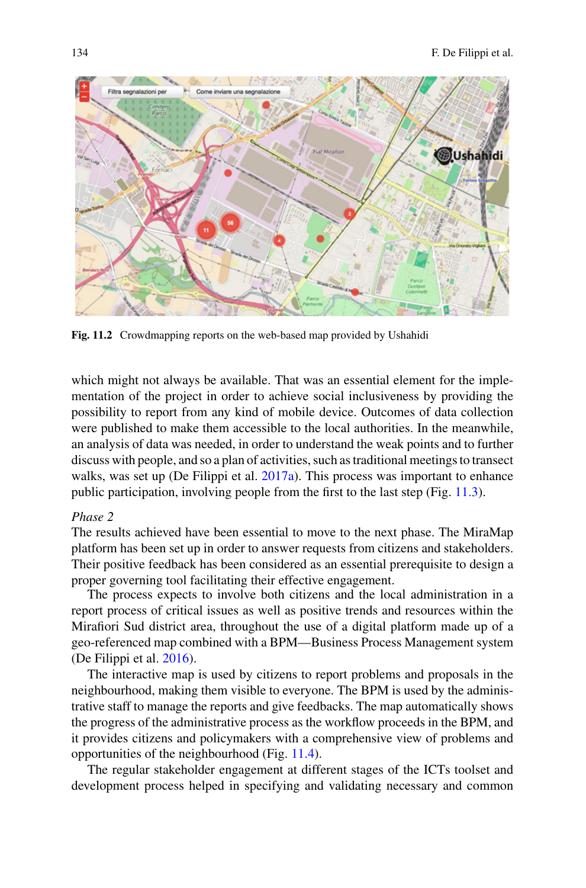**Fig. 11.2** Crowdmapping reports on the web-based map provided by Ushahidi

which might not always be available. That was an essential element for the implementation of the project in order to achieve social inclusiveness by providing the possibility to report from any kind of mobile device. Outcomes of data collection were published to make them accessible to the local authorities. In the meanwhile, an analysis of data was needed, in order to understand the weak points and to further discuss with people, and so a plan of activities, such as traditional meetings to transect walks, was set up (De Filippi et al. 2017a). This process was important to enhance public participation, involving people from the first to the last step (Fig. 11.3).

*Phase 2*

The results achieved have been essential to move to the next phase. The MiraMap platform has been set up in order to answer requests from citizens and stakeholders. Their positive feedback has been considered as an essential prerequisite to design a proper governing tool facilitating their effective engagement.

The process expects to involve both citizens and the local administration in a report process of critical issues as well as positive trends and resources within the Mirafiori Sud district area, throughout the use of a digital platform made up of a geo-referenced map combined with a BPM—Business Process Management system (De Filippi et al. 2016).

The interactive map is used by citizens to report problems and proposals in the neighbourhood, making them visible to everyone. The BPM is used by the administrative staff to manage the reports and give feedbacks. The map automatically shows the progress of the administrative process as the workflow proceeds in the BPM, and it provides citizens and policymakers with a comprehensive view of problems and opportunities of the neighbourhood (Fig. 11.4).

The regular stakeholder engagement at different stages of the ICTs toolset and development process helped in specifying and validating necessary and common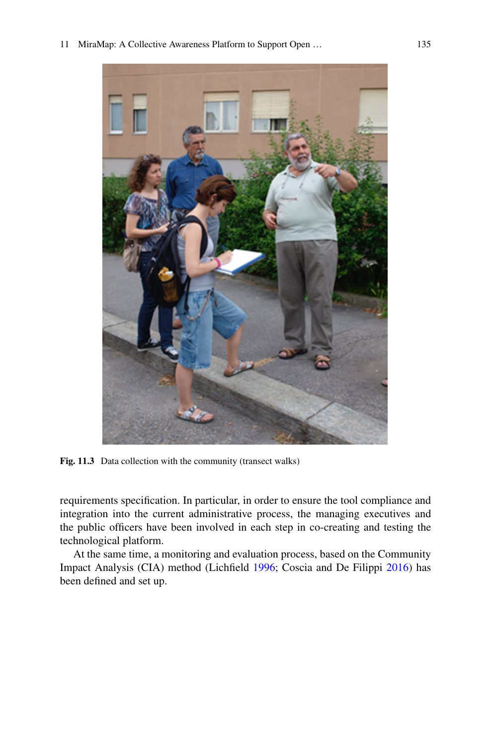Fig. 11.3 Data collection with the community (transect walks)

requirements specification. In particular, in order to ensure the tool compliance and integration into the current administrative process, the managing executives and the public officers have been involved in each step in co-creating and testing the technological platform.

At the same time, a monitoring and evaluation process, based on the Community Impact Analysis (CIA) method (Lichfield 1996; Coscia and De Filippi 2016) has been defined and set up.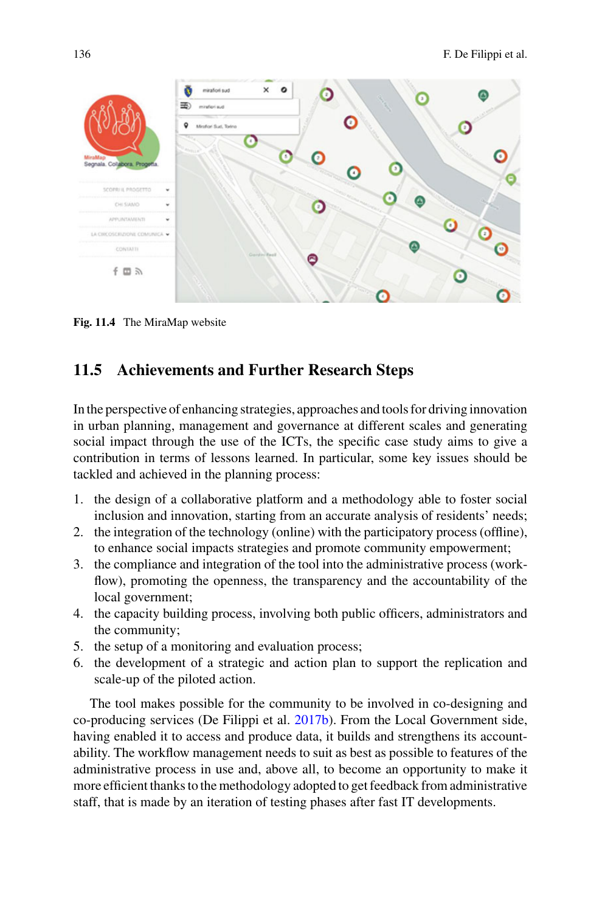Fig. 11.4 The MiraMap website

## 11.5 Achievements and Further Research Steps

In the perspective of enhancing strategies, approaches and tools for driving innovation in urban planning, management and governance at different scales and generating social impact through the use of the ICTs, the specific case study aims to give a contribution in terms of lessons learned. In particular, some key issues should be tackled and achieved in the planning process:

1. the design of a collaborative platform and a methodology able to foster social inclusion and innovation, starting from an accurate analysis of residents' needs;
2. the integration of the technology (online) with the participatory process (offline), to enhance social impacts strategies and promote community empowerment;
3. the compliance and integration of the tool into the administrative process (workflow), promoting the openness, the transparency and the accountability of the local government;
4. the capacity building process, involving both public officers, administrators and the community;
5. the setup of a monitoring and evaluation process;
6. the development of a strategic and action plan to support the replication and scale-up of the piloted action.

The tool makes possible for the community to be involved in co-designing and co-producing services (De Filippi et al. 2017b). From the Local Government side, having enabled it to access and produce data, it builds and strengthens its accountability. The workflow management needs to suit as best as possible to features of the administrative process in use and, above all, to become an opportunity to make it more efficient thanks to the methodology adopted to get feedback from administrative staff, that is made by an iteration of testing phases after fast IT developments.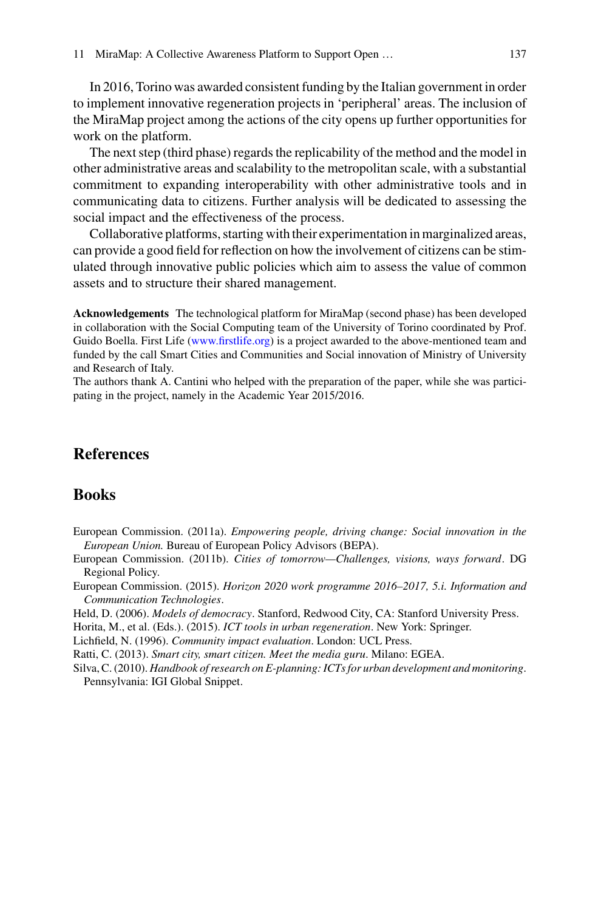In 2016, Torino was awarded consistent funding by the Italian government in order to implement innovative regeneration projects in 'peripheral' areas. The inclusion of the MiraMap project among the actions of the city opens up further opportunities for work on the platform.

The next step (third phase) regards the replicability of the method and the model in other administrative areas and scalability to the metropolitan scale, with a substantial commitment to expanding interoperability with other administrative tools and in communicating data to citizens. Further analysis will be dedicated to assessing the social impact and the effectiveness of the process.

Collaborative platforms, starting with their experimentation in marginalized areas, can provide a good field for reflection on how the involvement of citizens can be stimulated through innovative public policies which aim to assess the value of common assets and to structure their shared management.

**Acknowledgements** The technological platform for MiraMap (second phase) has been developed in collaboration with the Social Computing team of the University of Torino coordinated by Prof. Guido Boella. First Life (www.firstlife.org) is a project awarded to the above-mentioned team and funded by the call Smart Cities and Communities and Social innovation of Ministry of University and Research of Italy.

The authors thank A. Cantini who helped with the preparation of the paper, while she was participating in the project, namely in the Academic Year 2015/2016.

# References

## Books

European Commission. (2011a). *Empowering people, driving change: Social innovation in the European Union.* Bureau of European Policy Advisors (BEPA).

European Commission. (2011b). *Cities of tomorrow—Challenges, visions, ways forward*. DG Regional Policy.

European Commission. (2015). *Horizon 2020 work programme 2016–2017, 5.i. Information and Communication Technologies*.

Held, D. (2006). *Models of democracy*. Stanford, Redwood City, CA: Stanford University Press.

Horita, M., et al. (Eds.). (2015). *ICT tools in urban regeneration*. New York: Springer.

Lichfield, N. (1996). *Community impact evaluation*. London: UCL Press.

Ratti, C. (2013). *Smart city, smart citizen. Meet the media guru*. Milano: EGEA.

Silva, C. (2010). *Handbook of research on E-planning: ICTs for urban development and monitoring*. Pennsylvania: IGI Global Snippet.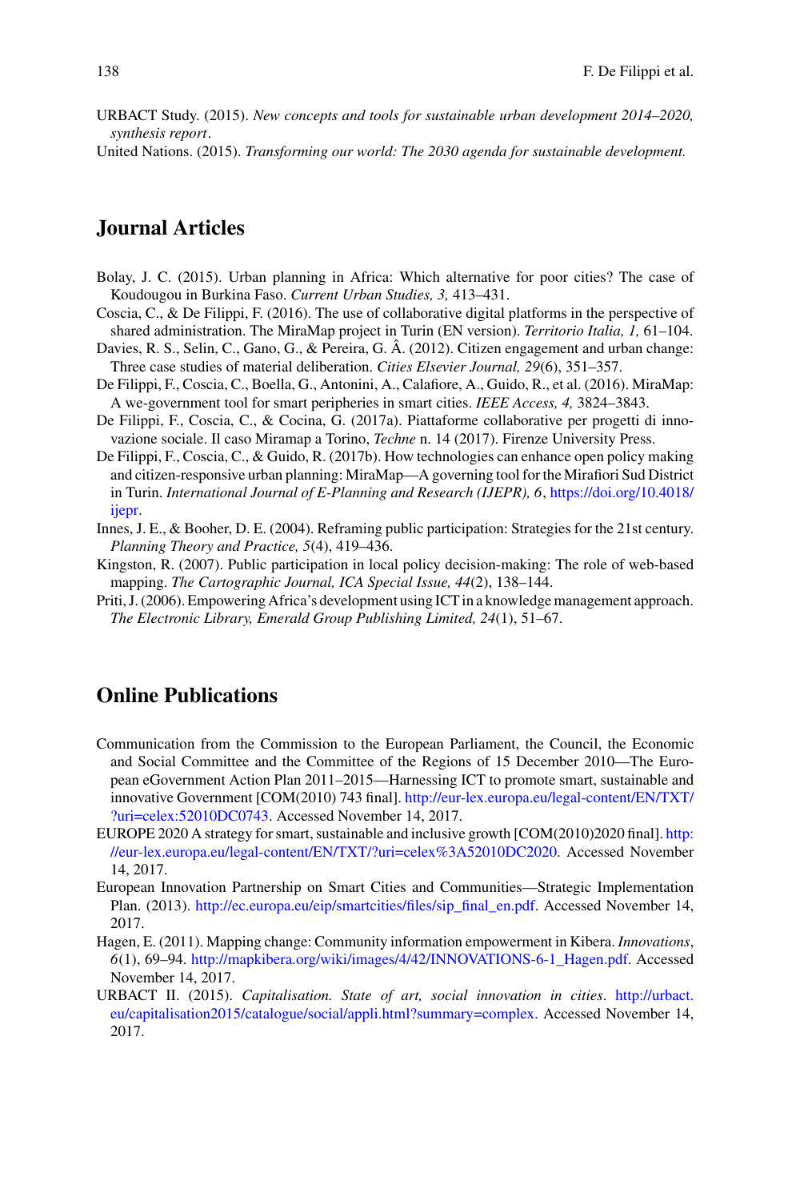URBACT Study. (2015). *New concepts and tools for sustainable urban development 2014–2020, synthesis report*.

United Nations. (2015). *Transforming our world: The 2030 agenda for sustainable development.*

## Journal Articles

Bolay, J. C. (2015). Urban planning in Africa: Which alternative for poor cities? The case of Koudougou in Burkina Faso. *Current Urban Studies, 3,* 413–431.

Coscia, C., & De Filippi, F. (2016). The use of collaborative digital platforms in the perspective of shared administration. The MiraMap project in Turin (EN version). *Territorio Italia, 1,* 61–104.

Davies, R. S., Selin, C., Gano, G., & Pereira, G. Â. (2012). Citizen engagement and urban change: Three case studies of material deliberation. *Cities Elsevier Journal, 29*(6), 351–357.

De Filippi, F., Coscia, C., Boella, G., Antonini, A., Calafiore, A., Guido, R., et al. (2016). MiraMap: A we-government tool for smart peripheries in smart cities. *IEEE Access, 4,* 3824–3843.

De Filippi, F., Coscia, C., & Cocina, G. (2017a). Piattaforme collaborative per progetti di innovazione sociale. Il caso Miramap a Torino, *Techne* n. 14 (2017). Firenze University Press.

De Filippi, F., Coscia, C., & Guido, R. (2017b). How technologies can enhance open policy making and citizen-responsive urban planning: MiraMap—A governing tool for the Mirafiori Sud District in Turin. *International Journal of E-Planning and Research (IJEPR), 6*, https://doi.org/10.4018/ijepr.

Innes, J. E., & Booher, D. E. (2004). Reframing public participation: Strategies for the 21st century. *Planning Theory and Practice, 5*(4), 419–436.

Kingston, R. (2007). Public participation in local policy decision-making: The role of web-based mapping. *The Cartographic Journal, ICA Special Issue, 44*(2), 138–144.

Priti, J. (2006). Empowering Africa's development using ICT in a knowledge management approach. *The Electronic Library, Emerald Group Publishing Limited, 24*(1), 51–67.

## Online Publications

Communication from the Commission to the European Parliament, the Council, the Economic and Social Committee and the Committee of the Regions of 15 December 2010—The European eGovernment Action Plan 2011–2015—Harnessing ICT to promote smart, sustainable and innovative Government [COM(2010) 743 final]. http://eur-lex.europa.eu/legal-content/EN/TXT/?uri=celex:52010DC0743. Accessed November 14, 2017.

EUROPE 2020 A strategy for smart, sustainable and inclusive growth [COM(2010)2020 final]. http://eur-lex.europa.eu/legal-content/EN/TXT/?uri=celex%3A52010DC2020. Accessed November 14, 2017.

European Innovation Partnership on Smart Cities and Communities—Strategic Implementation Plan. (2013). http://ec.europa.eu/eip/smartcities/files/sip_final_en.pdf. Accessed November 14, 2017.

Hagen, E. (2011). Mapping change: Community information empowerment in Kibera. *Innovations*, *6*(1), 69–94. http://mapkibera.org/wiki/images/4/42/INNOVATIONS-6-1_Hagen.pdf. Accessed November 14, 2017.

URBACT II. (2015). *Capitalisation. State of art, social innovation in cities*. http://urbact.eu/capitalisation2015/catalogue/social/appli.html?summary=complex. Accessed November 14, 2017.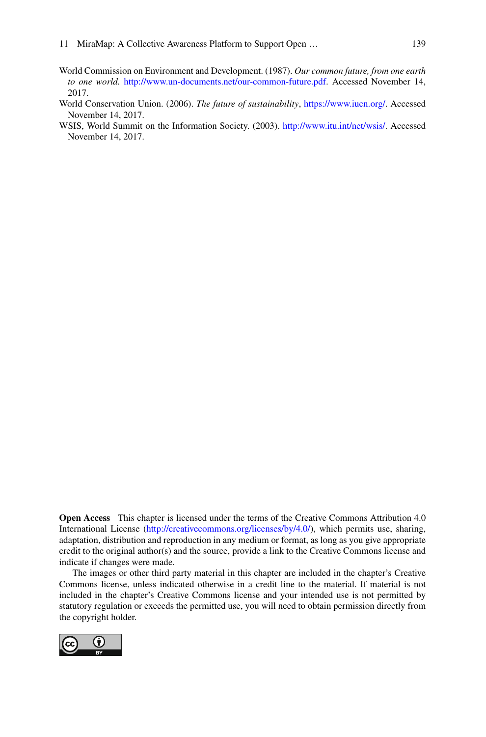World Commission on Environment and Development. (1987). *Our common future, from one earth to one world*. http://www.un-documents.net/our-common-future.pdf. Accessed November 14, 2017.

World Conservation Union. (2006). *The future of sustainability*, https://www.iucn.org/. Accessed November 14, 2017.

WSIS, World Summit on the Information Society. (2003). http://www.itu.int/net/wsis/. Accessed November 14, 2017.

**Open Access** This chapter is licensed under the terms of the Creative Commons Attribution 4.0 International License (http://creativecommons.org/licenses/by/4.0/), which permits use, sharing, adaptation, distribution and reproduction in any medium or format, as long as you give appropriate credit to the original author(s) and the source, provide a link to the Creative Commons license and indicate if changes were made.

The images or other third party material in this chapter are included in the chapter's Creative Commons license, unless indicated otherwise in a credit line to the material. If material is not included in the chapter's Creative Commons license and your intended use is not permitted by statutory regulation or exceeds the permitted use, you will need to obtain permission directly from the copyright holder.